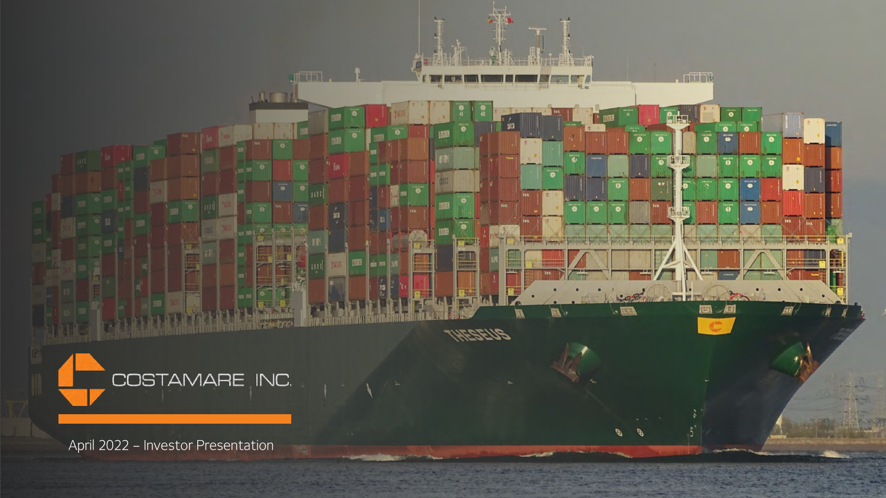# COSTAMARE INC.

April 2022 – Investor Presentation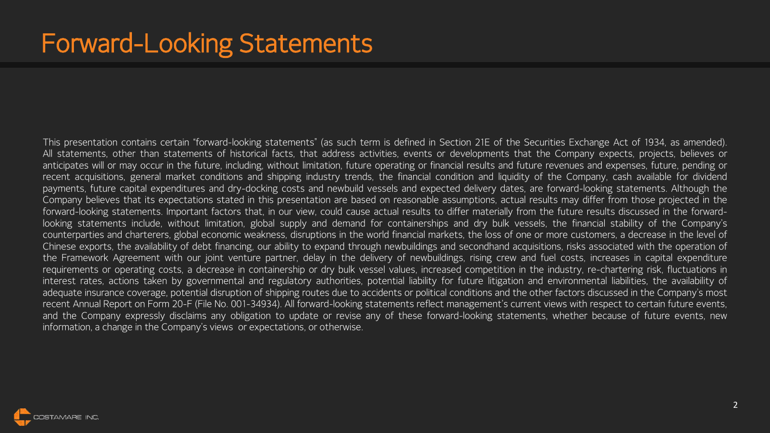# Forward-Looking Statements

This presentation contains certain "forward-looking statements" (as such term is defined in Section 21E of the Securities Exchange Act of 1934, as amended). All statements, other than statements of historical facts, that address activities, events or developments that the Company expects, projects, believes or anticipates will or may occur in the future, including, without limitation, future operating or financial results and future revenues and expenses, future, pending or recent acquisitions, general market conditions and shipping industry trends, the financial condition and liquidity of the Company, cash available for dividend payments, future capital expenditures and dry-docking costs and newbuild vessels and expected delivery dates, are forward-looking statements. Although the Company believes that its expectations stated in this presentation are based on reasonable assumptions, actual results may differ from those projected in the forward-looking statements. Important factors that, in our view, could cause actual results to differ materially from the future results discussed in the forward-looking statements include, without limitation, global supply and demand for containerships and dry bulk vessels, the financial stability of the Company's counterparties and charterers, global economic weakness, disruptions in the world financial markets, the loss of one or more customers, a decrease in the level of Chinese exports, the availability of debt financing, our ability to expand through newbuildings and secondhand acquisitions, risks associated with the operation of the Framework Agreement with our joint venture partner, delay in the delivery of newbuildings, rising crew and fuel costs, increases in capital expenditure requirements or operating costs, a decrease in containership or dry bulk vessel values, increased competition in the industry, re-chartering risk, fluctuations in interest rates, actions taken by governmental and regulatory authorities, potential liability for future litigation and environmental liabilities, the availability of adequate insurance coverage, potential disruption of shipping routes due to accidents or political conditions and the other factors discussed in the Company's most recent Annual Report on Form 20-F (File No. 001-34934). All forward-looking statements reflect management's current views with respect to certain future events, and the Company expressly disclaims any obligation to update or revise any of these forward-looking statements, whether because of future events, new information, a change in the Company's views or expectations, or otherwise.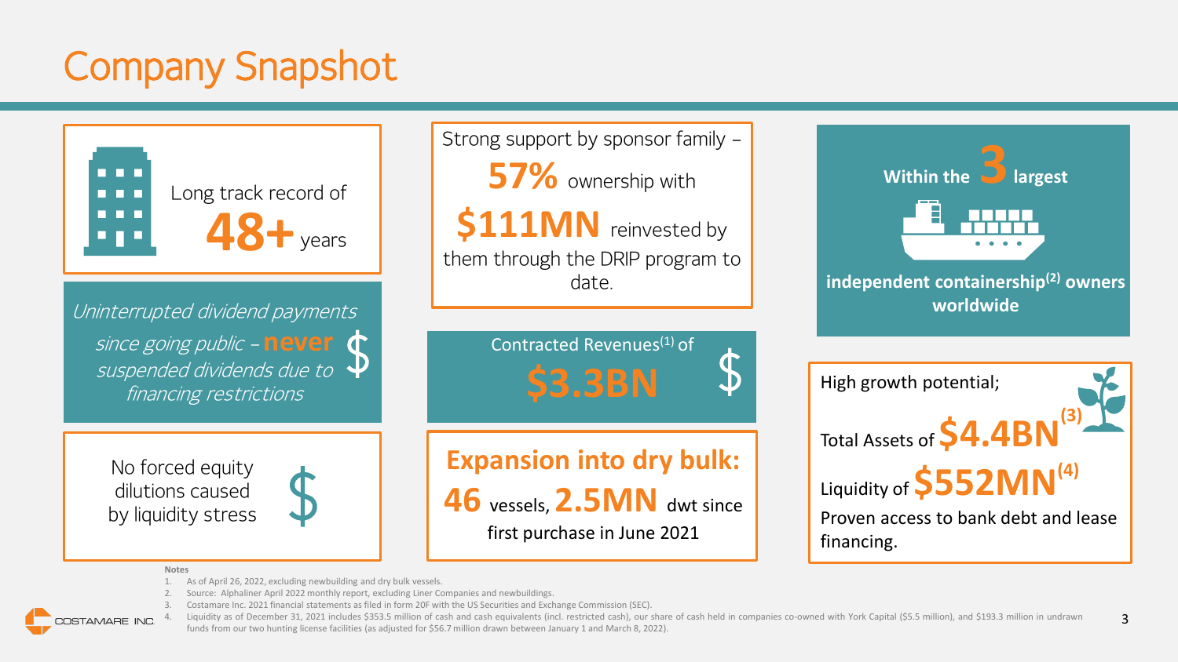# Company Snapshot

Long track record of **48+** years

*Uninterrupted dividend payments since going public – **never** suspended dividends due to financing restrictions*

No forced equity dilutions caused by liquidity stress

Strong support by sponsor family – **57%** ownership with **$111MN** reinvested by them through the DRIP program to date.

Contracted Revenues[1] of **$3.3BN**

**Expansion into dry bulk:**

**46** vessels, **2.5MN** dwt since first purchase in June 2021

**Within the 3 largest independent containership[2] owners worldwide**

High growth potential;

Total Assets of **$4.4BN**[3]

Liquidity of **$552MN**[4]

Proven access to bank debt and lease financing.

**Notes**

1. As of April 26, 2022, excluding newbuilding and dry bulk vessels.
2. Source: Alphaliner April 2022 monthly report, excluding Liner Companies and newbuildings.
3. Costamare Inc. 2021 financial statements as filed in form 20F with the US Securities and Exchange Commission (SEC).
4. Liquidity as of December 31, 2021 includes $353.5 million of cash and cash equivalents (incl. restricted cash), our share of cash held in companies co-owned with York Capital ($5.5 million), and $193.3 million in undrawn funds from our two hunting license facilities (as adjusted for $56.7 million drawn between January 1 and March 8, 2022).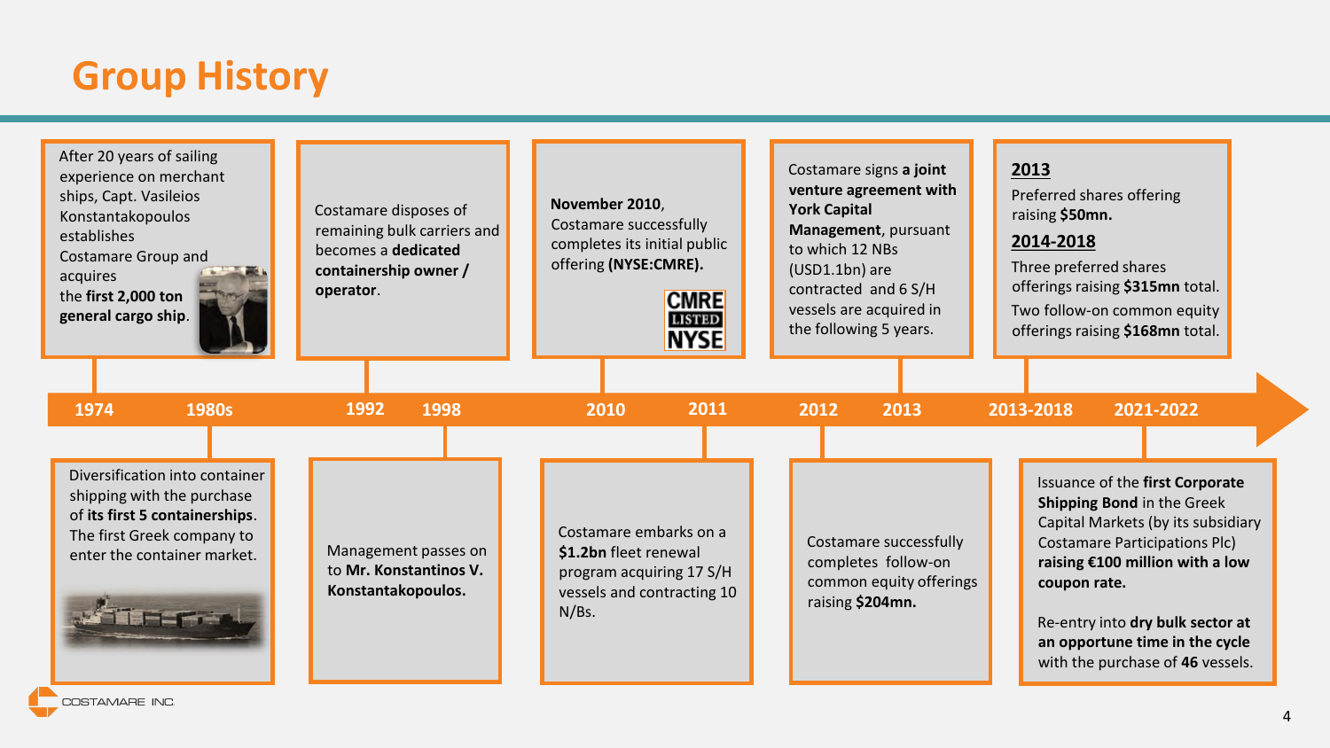# Group History

**1974**

After 20 years of sailing experience on merchant ships, Capt. Vasileios Konstantakopoulos establishes Costamare Group and acquires the **first 2,000 ton general cargo ship**.

**1980s**

Diversification into container shipping with the purchase of **its first 5 containerships**. The first Greek company to enter the container market.

**1992**

Costamare disposes of remaining bulk carriers and becomes a **dedicated containership owner / operator**.

**1998**

Management passes on to **Mr. Konstantinos V. Konstantakopoulos.**

**2010**

**November 2010**, Costamare successfully completes its initial public offering **(NYSE:CMRE).**

CMRE LISTED NYSE

**2011**

Costamare embarks on a **$1.2bn** fleet renewal program acquiring 17 S/H vessels and contracting 10 N/Bs.

**2012**

Costamare successfully completes follow-on common equity offerings raising **$204mn.**

**2013**

Costamare signs **a joint venture agreement with York Capital Management**, pursuant to which 12 NBs (USD1.1bn) are contracted and 6 S/H vessels are acquired in the following 5 years.

**2013-2018**

**2013**

Preferred shares offering raising **$50mn.**

**2014-2018**

Three preferred shares offerings raising **$315mn** total.

Two follow-on common equity offerings raising **$168mn** total.

**2021-2022**

Issuance of the **first Corporate Shipping Bond** in the Greek Capital Markets (by its subsidiary Costamare Participations Plc) **raising €100 million with a low coupon rate.**

Re-entry into **dry bulk sector at an opportune time in the cycle** with the purchase of **46** vessels.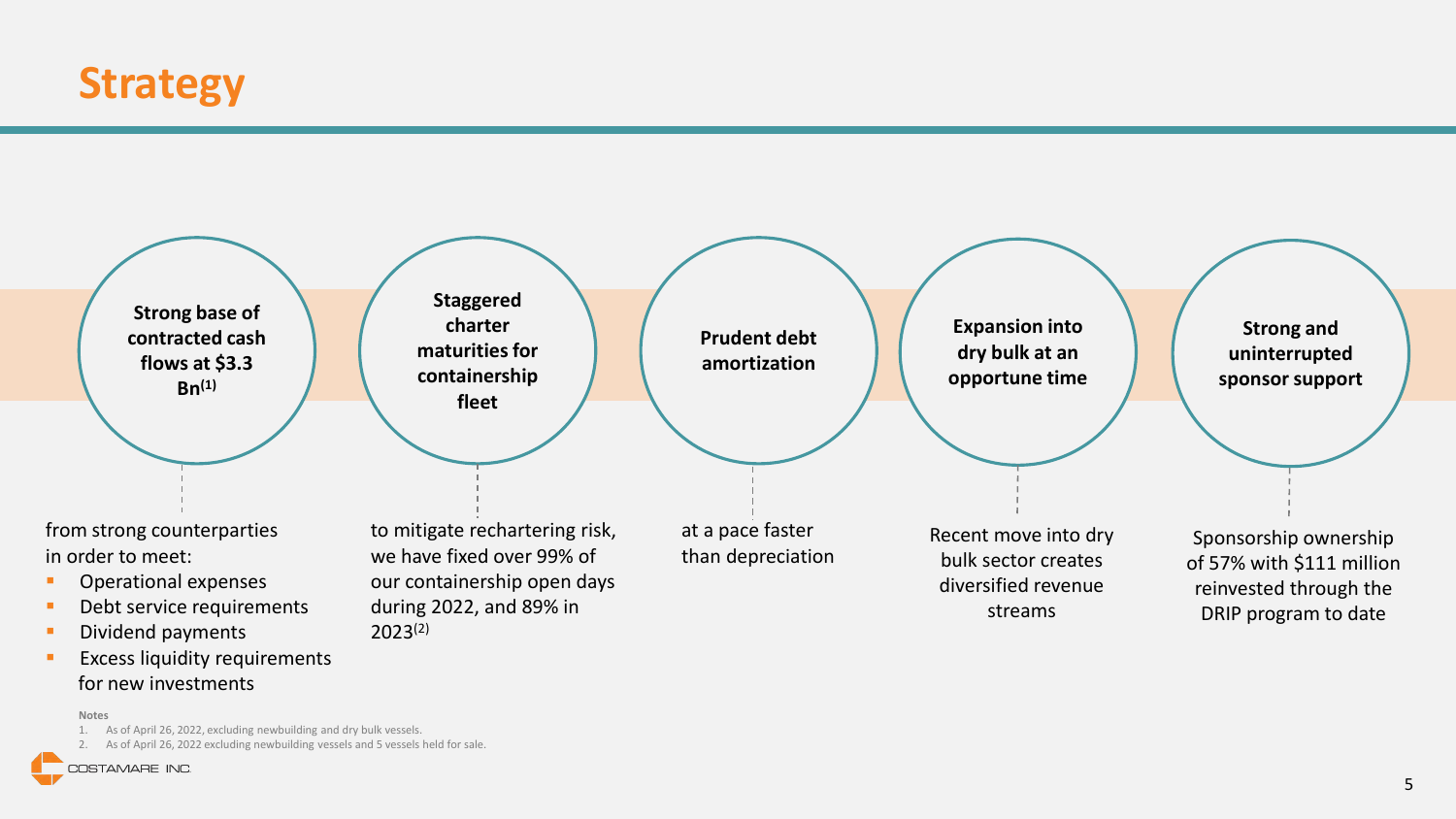# Strategy

### Strong base of contracted cash flows at \$3.3 Bn[1]

from strong counterparties in order to meet:

- Operational expenses
- Debt service requirements
- Dividend payments
- Excess liquidity requirements for new investments

### Staggered charter maturities for containership fleet

to mitigate rechartering risk, we have fixed over 99% of our containership open days during 2022, and 89% in 2023[2]

### Prudent debt amortization

at a pace faster than depreciation

### Expansion into dry bulk at an opportune time

Recent move into dry bulk sector creates diversified revenue streams

### Strong and uninterrupted sponsor support

Sponsorship ownership of 57% with \$111 million reinvested through the DRIP program to date

**Notes**

1. As of April 26, 2022, excluding newbuilding and dry bulk vessels.
2. As of April 26, 2022 excluding newbuilding vessels and 5 vessels held for sale.

COSTAMARE INC.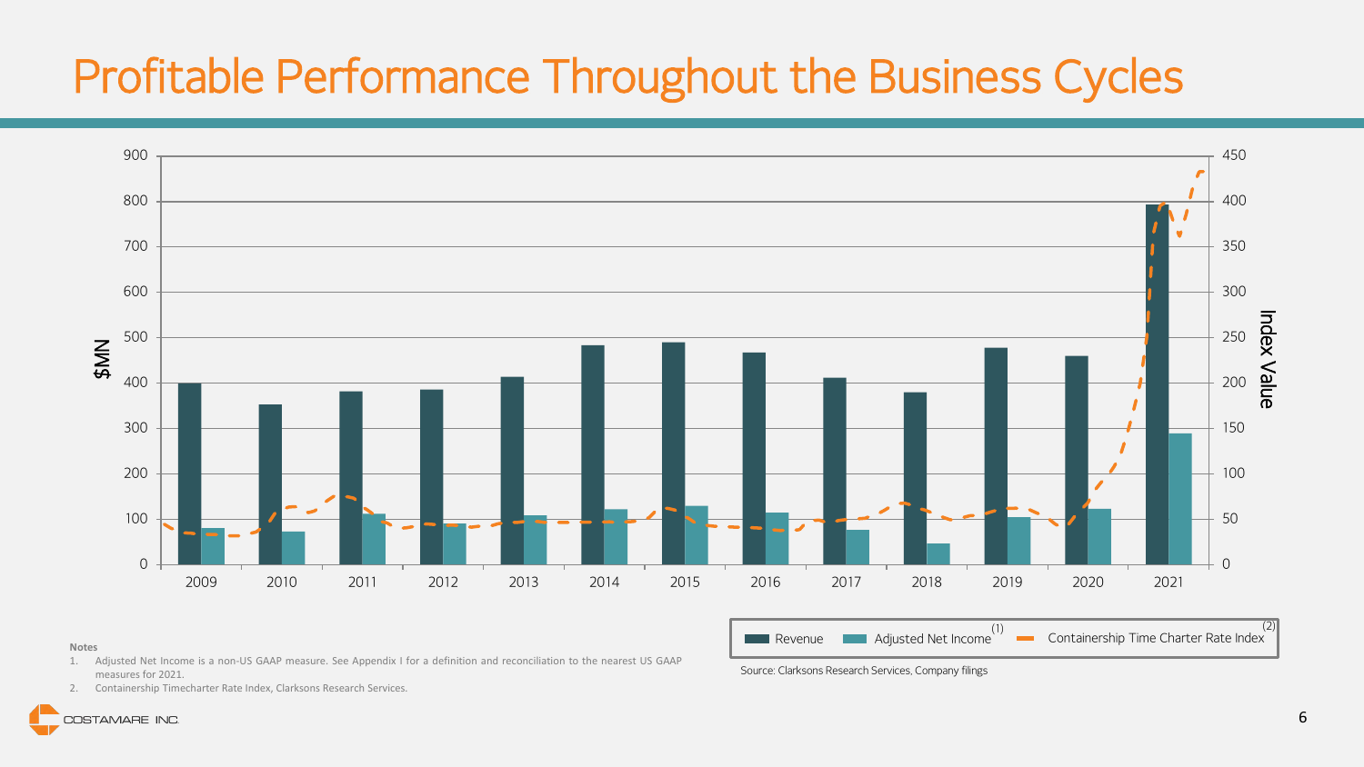# Profitable Performance Throughout the Business Cycles

$MN (left axis: 0–900) | Index Value (right axis: 0–450)

Years: 2009, 2010, 2011, 2012, 2013, 2014, 2015, 2016, 2017, 2018, 2019, 2020, 2021

Legend: Revenue | Adjusted Net Income[1] | Containership Time Charter Rate Index[2]

Source: Clarksons Research Services, Company filings

**Notes**

1. Adjusted Net Income is a non-US GAAP measure. See Appendix I for a definition and reconciliation to the nearest US GAAP measures for 2021.
2. Containership Timecharter Rate Index, Clarksons Research Services.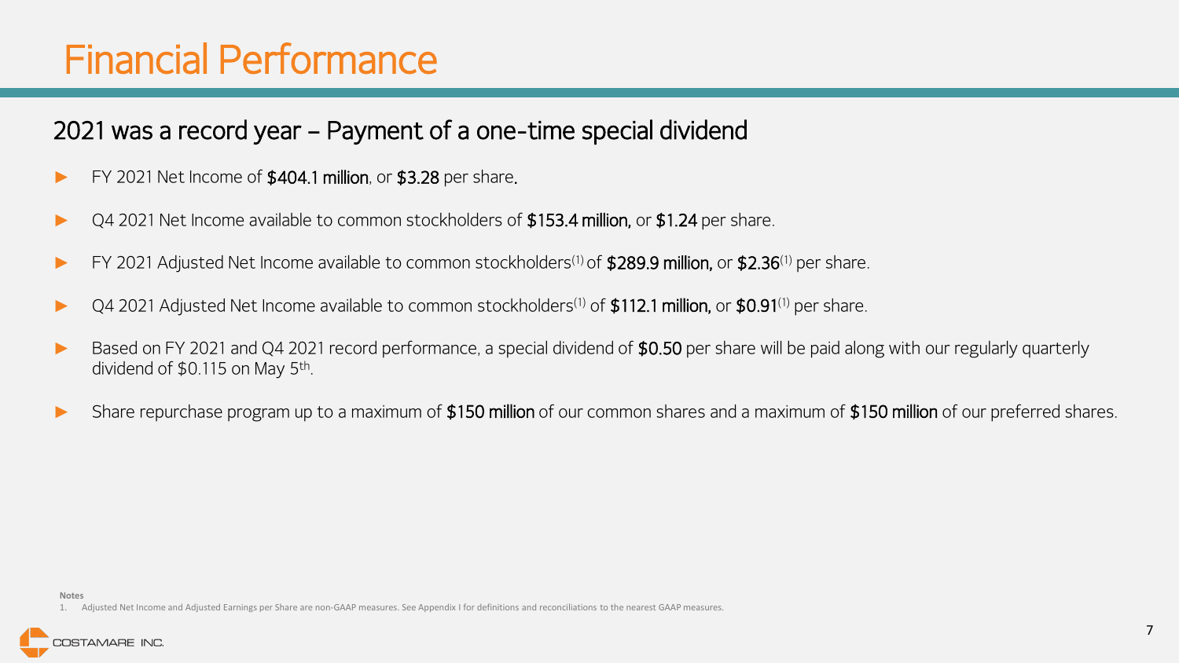# Financial Performance

## 2021 was a record year – Payment of a one-time special dividend

- FY 2021 Net Income of **$404.1 million**, or **$3.28** per share.
- Q4 2021 Net Income available to common stockholders of **$153.4 million,** or **$1.24** per share.
- FY 2021 Adjusted Net Income available to common stockholders[1] of **$289.9 million,** or **$2.36**[1] per share.
- Q4 2021 Adjusted Net Income available to common stockholders[1] of **$112.1 million,** or **$0.91**[1] per share.
- Based on FY 2021 and Q4 2021 record performance, a special dividend of **$0.50** per share will be paid along with our regularly quarterly dividend of $0.115 on May 5th.
- Share repurchase program up to a maximum of **$150 million** of our common shares and a maximum of **$150 million** of our preferred shares.

**Notes**

1. Adjusted Net Income and Adjusted Earnings per Share are non-GAAP measures. See Appendix I for definitions and reconciliations to the nearest GAAP measures.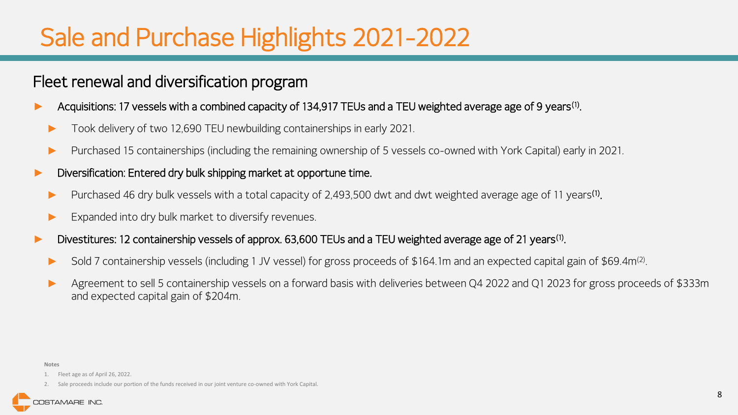# Sale and Purchase Highlights 2021-2022

## Fleet renewal and diversification program

- Acquisitions: 17 vessels with a combined capacity of 134,917 TEUs and a TEU weighted average age of 9 years[1].
  - Took delivery of two 12,690 TEU newbuilding containerships in early 2021.
  - Purchased 15 containerships (including the remaining ownership of 5 vessels co-owned with York Capital) early in 2021.
- Diversification: Entered dry bulk shipping market at opportune time.
  - Purchased 46 dry bulk vessels with a total capacity of 2,493,500 dwt and dwt weighted average age of 11 years[1].
  - Expanded into dry bulk market to diversify revenues.
- Divestitures: 12 containership vessels of approx. 63,600 TEUs and a TEU weighted average age of 21 years[1].
  - Sold 7 containership vessels (including 1 JV vessel) for gross proceeds of $164.1m and an expected capital gain of $69.4m[2].
  - Agreement to sell 5 containership vessels on a forward basis with deliveries between Q4 2022 and Q1 2023 for gross proceeds of $333m and expected capital gain of $204m.

**Notes**

1. Fleet age as of April 26, 2022.
2. Sale proceeds include our portion of the funds received in our joint venture co-owned with York Capital.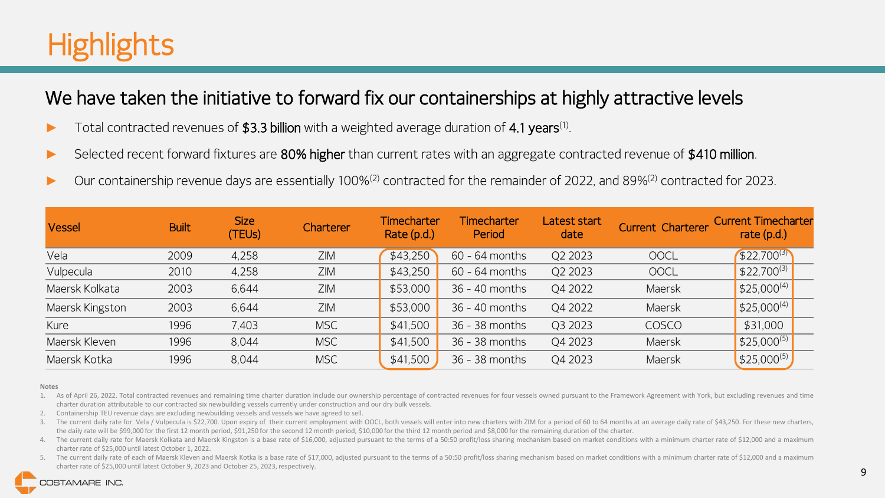# Highlights

## We have taken the initiative to forward fix our containerships at highly attractive levels

- Total contracted revenues of **$3.3 billion** with a weighted average duration of **4.1 years**[1].
- Selected recent forward fixtures are **80% higher** than current rates with an aggregate contracted revenue of **$410 million**.
- Our containership revenue days are essentially 100%[2] contracted for the remainder of 2022, and 89%[2] contracted for 2023.

| Vessel | Built | Size (TEUs) | Charterer | Timecharter Rate (p.d.) | Timecharter Period | Latest start date | Current Charterer | Current Timecharter rate (p.d.) |
|---|---|---|---|---|---|---|---|---|
| Vela | 2009 | 4,258 | ZIM | $43,250 | 60 - 64 months | Q2 2023 | OOCL | $22,700[3] |
| Vulpecula | 2010 | 4,258 | ZIM | $43,250 | 60 - 64 months | Q2 2023 | OOCL | $22,700[3] |
| Maersk Kolkata | 2003 | 6,644 | ZIM | $53,000 | 36 - 40 months | Q4 2022 | Maersk | $25,000[4] |
| Maersk Kingston | 2003 | 6,644 | ZIM | $53,000 | 36 - 40 months | Q4 2022 | Maersk | $25,000[4] |
| Kure | 1996 | 7,403 | MSC | $41,500 | 36 - 38 months | Q3 2023 | COSCO | $31,000 |
| Maersk Kleven | 1996 | 8,044 | MSC | $41,500 | 36 - 38 months | Q4 2023 | Maersk | $25,000[5] |
| Maersk Kotka | 1996 | 8,044 | MSC | $41,500 | 36 - 38 months | Q4 2023 | Maersk | $25,000[5] |

**Notes**

1. As of April 26, 2022. Total contracted revenues and remaining time charter duration include our ownership percentage of contracted revenues for four vessels owned pursuant to the Framework Agreement with York, but excluding revenues and time charter duration attributable to our contracted six newbuilding vessels currently under construction and our dry bulk vessels.
2. Containership TEU revenue days are excluding newbuilding vessels and vessels we have agreed to sell.
3. The current daily rate for Vela / Vulpecula is $22,700. Upon expiry of their current employment with OOCL, both vessels will enter into new charters with ZIM for a period of 60 to 64 months at an average daily rate of $43,250. For these new charters, the daily rate will be $99,000 for the first 12 month period, $91,250 for the second 12 month period, $10,000 for the third 12 month period and $8,000 for the remaining duration of the charter.
4. The current daily rate for Maersk Kolkata and Maersk Kingston is a base rate of $16,000, adjusted pursuant to the terms of a 50:50 profit/loss sharing mechanism based on market conditions with a minimum charter rate of $12,000 and a maximum charter rate of $25,000 until latest October 1, 2022.
5. The current daily rate of each of Maersk Kleven and Maersk Kotka is a base rate of $17,000, adjusted pursuant to the terms of a 50:50 profit/loss sharing mechanism based on market conditions with a minimum charter rate of $12,000 and a maximum charter rate of $25,000 until latest October 9, 2023 and October 25, 2023, respectively.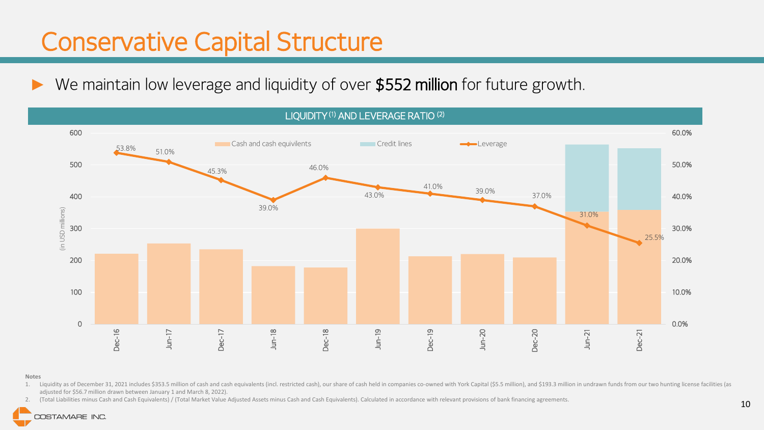# Conservative Capital Structure

- We maintain low leverage and liquidity of over **$552 million** for future growth.

## LIQUIDITY [1] AND LEVERAGE RATIO [2]

| Period | Leverage |
|---|---|
| Dec-16 | 53.8% |
| Jun-17 | 51.0% |
| Dec-17 | 45.3% |
| Jun-18 | 39.0% |
| Dec-18 | 46.0% |
| Jun-19 | 43.0% |
| Dec-19 | 41.0% |
| Jun-20 | 39.0% |
| Dec-20 | 37.0% |
| Jun-21 | 31.0% |
| Dec-21 | 25.5% |

Legend: Cash and cash equivilents; Credit lines; Leverage

(in USD millions)

**Notes**

1. Liquidity as of December 31, 2021 includes $353.5 million of cash and cash equivalents (incl. restricted cash), our share of cash held in companies co-owned with York Capital ($5.5 million), and $193.3 million in undrawn funds from our two hunting license facilities (as adjusted for $56.7 million drawn between January 1 and March 8, 2022).
2. (Total Liabilities minus Cash and Cash Equivalents) / (Total Market Value Adjusted Assets minus Cash and Cash Equivalents). Calculated in accordance with relevant provisions of bank financing agreements.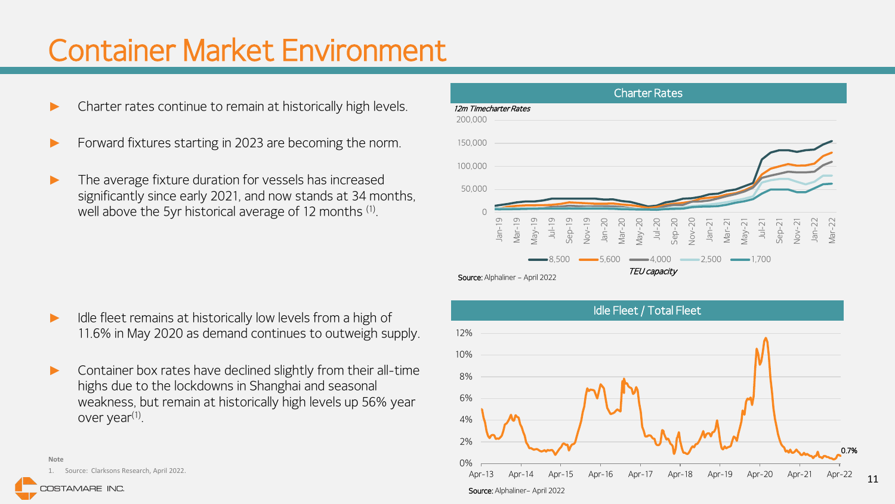# Container Market Environment

- Charter rates continue to remain at historically high levels.
- Forward fixtures starting in 2023 are becoming the norm.
- The average fixture duration for vessels has increased significantly since early 2021, and now stands at 34 months, well above the 5yr historical average of 12 months [1].

## Charter Rates

*12m Timecharter Rates*

200,000
150,000
100,000
50,000
0

Jan-19, Mar-19, May-19, Jul-19, Sep-19, Nov-19, Jan-20, Mar-20, May-20, Jul-20, Sep-20, Nov-20, Jan-21, Mar-21, May-21, Jul-21, Sep-21, Nov-21, Jan-22, Mar-22

8,500 — 5,600 — 4,000 — 2,500 — 1,700

*TEU capacity*

**Source:** Alphaliner – April 2022

- Idle fleet remains at historically low levels from a high of 11.6% in May 2020 as demand continues to outweigh supply.
- Container box rates have declined slightly from their all-time highs due to the lockdowns in Shanghai and seasonal weakness, but remain at historically high levels up 56% year over year[1].

## Idle Fleet / Total Fleet

12%
10%
8%
6%
4%
2%
0%

Apr-13, Apr-14, Apr-15, Apr-16, Apr-17, Apr-18, Apr-19, Apr-20, Apr-21, Apr-22

0.7%

**Source:** Alphaliner– April 2022

**Note**

1. Source: Clarksons Research, April 2022.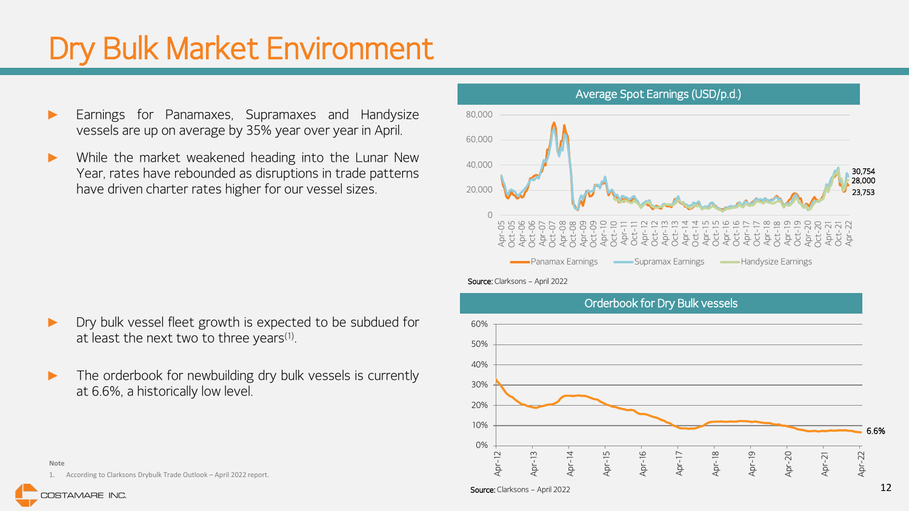# Dry Bulk Market Environment

- Earnings for Panamaxes, Supramaxes and Handysize vessels are up on average by 35% year over year in April.
- While the market weakened heading into the Lunar New Year, rates have rebounded as disruptions in trade patterns have driven charter rates higher for our vessel sizes.

**Average Spot Earnings (USD/p.d.)**

Panamax Earnings, Supramax Earnings, Handysize Earnings — latest values: 30,754; 28,000; 23,753

**Source:** Clarksons – April 2022

- Dry bulk vessel fleet growth is expected to be subdued for at least the next two to three years[1].
- The orderbook for newbuilding dry bulk vessels is currently at 6.6%, a historically low level.

**Orderbook for Dry Bulk vessels**

Latest value: 6.6%

**Source:** Clarksons – April 2022

**Note**

1. According to Clarksons Drybulk Trade Outlook – April 2022 report.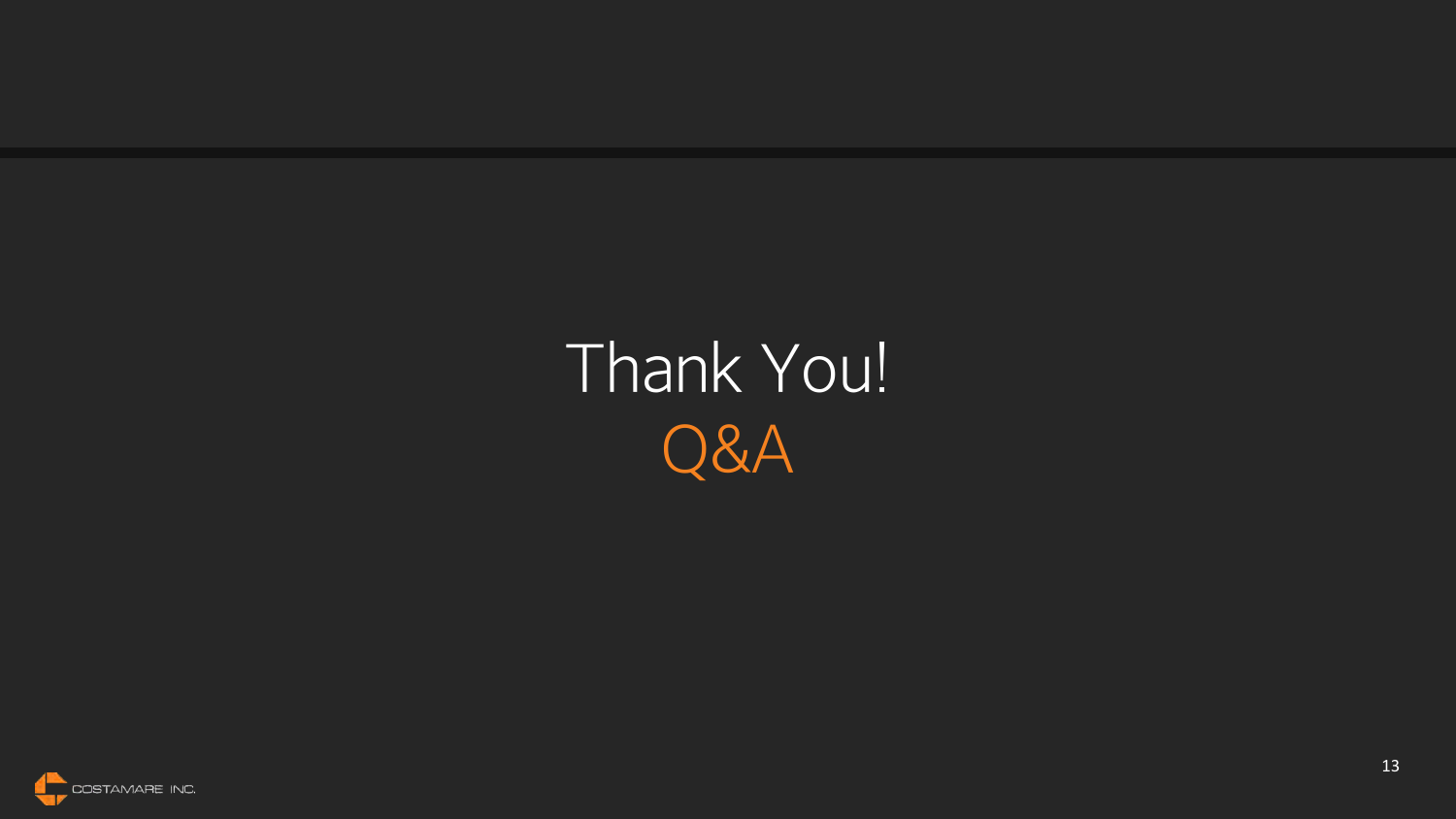# Thank You!

## Q&A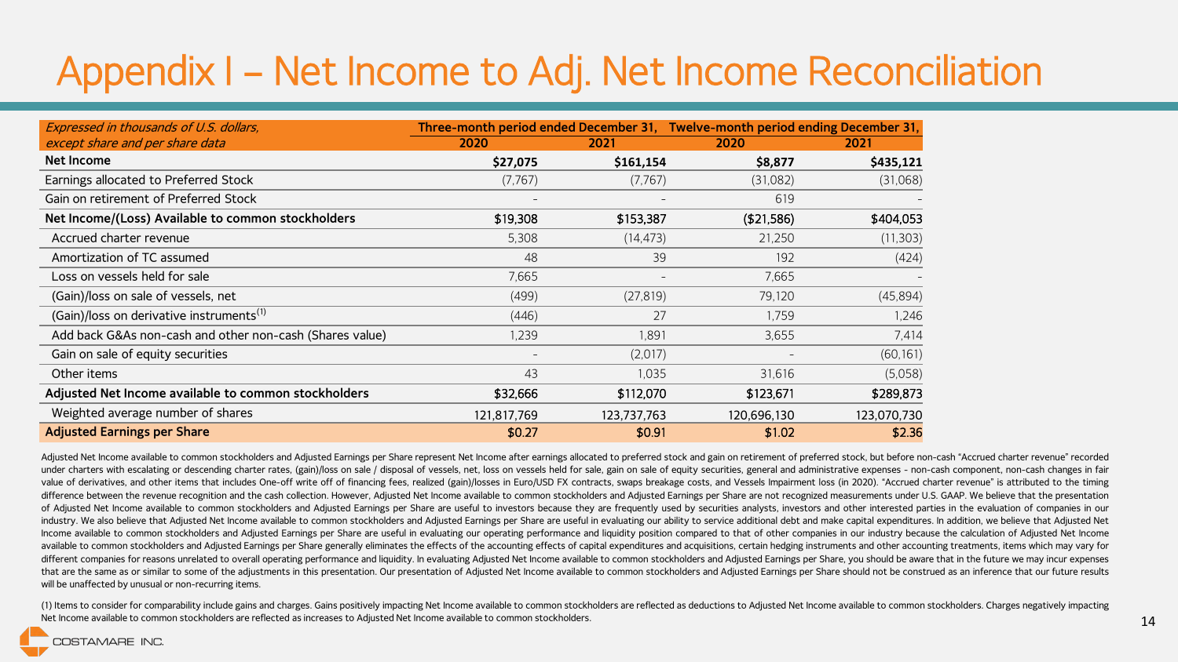# Appendix I – Net Income to Adj. Net Income Reconciliation

| *Expressed in thousands of U.S. dollars, except share and per share data* | Three-month period ended December 31, 2020 | Three-month period ended December 31, 2021 | Twelve-month period ending December 31, 2020 | Twelve-month period ending December 31, 2021 |
|---|---|---|---|---|
| **Net Income** | **$27,075** | **$161,154** | **$8,877** | **$435,121** |
| Earnings allocated to Preferred Stock | (7,767) | (7,767) | (31,082) | (31,068) |
| Gain on retirement of Preferred Stock | - | - | 619 | - |
| **Net Income/(Loss) Available to common stockholders** | $19,308 | $153,387 | ($21,586) | $404,053 |
| Accrued charter revenue | 5,308 | (14,473) | 21,250 | (11,303) |
| Amortization of TC assumed | 48 | 39 | 192 | (424) |
| Loss on vessels held for sale | 7,665 | - | 7,665 | - |
| (Gain)/loss on sale of vessels, net | (499) | (27,819) | 79,120 | (45,894) |
| (Gain)/loss on derivative instruments[(1)] | (446) | 27 | 1,759 | 1,246 |
| Add back G&As non-cash and other non-cash (Shares value) | 1,239 | 1,891 | 3,655 | 7,414 |
| Gain on sale of equity securities | - | (2,017) | - | (60,161) |
| Other items | 43 | 1,035 | 31,616 | (5,058) |
| **Adjusted Net Income available to common stockholders** | $32,666 | $112,070 | $123,671 | $289,873 |
| Weighted average number of shares | 121,817,769 | 123,737,763 | 120,696,130 | 123,070,730 |
| **Adjusted Earnings per Share** | $0.27 | $0.91 | $1.02 | $2.36 |

Adjusted Net Income available to common stockholders and Adjusted Earnings per Share represent Net Income after earnings allocated to preferred stock and gain on retirement of preferred stock, but before non-cash "Accrued charter revenue" recorded under charters with escalating or descending charter rates, (gain)/loss on sale / disposal of vessels, net, loss on vessels held for sale, gain on sale of equity securities, general and administrative expenses - non-cash component, non-cash changes in fair value of derivatives, and other items that includes One-off write off of financing fees, realized (gain)/losses in Euro/USD FX contracts, swaps breakage costs, and Vessels Impairment loss (in 2020). "Accrued charter revenue" is attributed to the timing difference between the revenue recognition and the cash collection. However, Adjusted Net Income available to common stockholders and Adjusted Earnings per Share are not recognized measurements under U.S. GAAP. We believe that the presentation of Adjusted Net Income available to common stockholders and Adjusted Earnings per Share are useful to investors because they are frequently used by securities analysts, investors and other interested parties in the evaluation of companies in our industry. We also believe that Adjusted Net Income available to common stockholders and Adjusted Earnings per Share are useful in evaluating our ability to service additional debt and make capital expenditures. In addition, we believe that Adjusted Net Income available to common stockholders and Adjusted Earnings per Share are useful in evaluating our operating performance and liquidity position compared to that of other companies in our industry because the calculation of Adjusted Net Income available to common stockholders and Adjusted Earnings per Share generally eliminates the effects of the accounting effects of capital expenditures and acquisitions, certain hedging instruments and other accounting treatments, items which may vary for different companies for reasons unrelated to overall operating performance and liquidity. In evaluating Adjusted Net Income available to common stockholders and Adjusted Earnings per Share, you should be aware that in the future we may incur expenses that are the same as or similar to some of the adjustments in this presentation. Our presentation of Adjusted Net Income available to common stockholders and Adjusted Earnings per Share should not be construed as an inference that our future results will be unaffected by unusual or non-recurring items.

(1) Items to consider for comparability include gains and charges. Gains positively impacting Net Income available to common stockholders are reflected as deductions to Adjusted Net Income available to common stockholders. Charges negatively impacting Net Income available to common stockholders are reflected as increases to Adjusted Net Income available to common stockholders.

COSTAMARE INC.